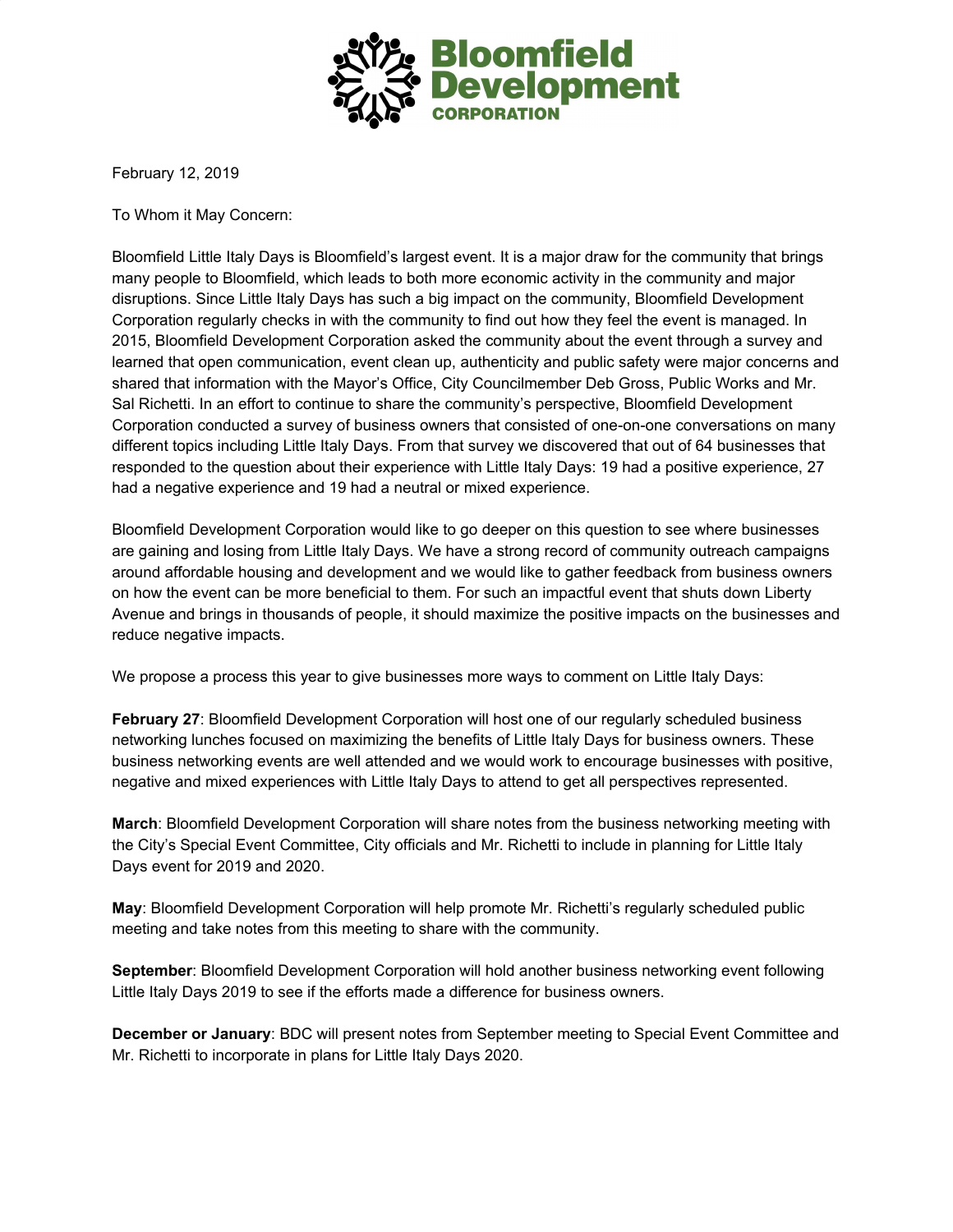Bloomfield Development CORPORATION

February 12, 2019

To Whom it May Concern:

Bloomfield Little Italy Days is Bloomfield's largest event. It is a major draw for the community that brings many people to Bloomfield, which leads to both more economic activity in the community and major disruptions. Since Little Italy Days has such a big impact on the community, Bloomfield Development Corporation regularly checks in with the community to find out how they feel the event is managed. In 2015, Bloomfield Development Corporation asked the community about the event through a survey and learned that open communication, event clean up, authenticity and public safety were major concerns and shared that information with the Mayor's Office, City Councilmember Deb Gross, Public Works and Mr. Sal Richetti. In an effort to continue to share the community's perspective, Bloomfield Development Corporation conducted a survey of business owners that consisted of one-on-one conversations on many different topics including Little Italy Days. From that survey we discovered that out of 64 businesses that responded to the question about their experience with Little Italy Days: 19 had a positive experience, 27 had a negative experience and 19 had a neutral or mixed experience.

Bloomfield Development Corporation would like to go deeper on this question to see where businesses are gaining and losing from Little Italy Days. We have a strong record of community outreach campaigns around affordable housing and development and we would like to gather feedback from business owners on how the event can be more beneficial to them. For such an impactful event that shuts down Liberty Avenue and brings in thousands of people, it should maximize the positive impacts on the businesses and reduce negative impacts.

We propose a process this year to give businesses more ways to comment on Little Italy Days:

**February 27**: Bloomfield Development Corporation will host one of our regularly scheduled business networking lunches focused on maximizing the benefits of Little Italy Days for business owners. These business networking events are well attended and we would work to encourage businesses with positive, negative and mixed experiences with Little Italy Days to attend to get all perspectives represented.

**March**: Bloomfield Development Corporation will share notes from the business networking meeting with the City's Special Event Committee, City officials and Mr. Richetti to include in planning for Little Italy Days event for 2019 and 2020.

**May**: Bloomfield Development Corporation will help promote Mr. Richetti's regularly scheduled public meeting and take notes from this meeting to share with the community.

**September**: Bloomfield Development Corporation will hold another business networking event following Little Italy Days 2019 to see if the efforts made a difference for business owners.

**December or January**: BDC will present notes from September meeting to Special Event Committee and Mr. Richetti to incorporate in plans for Little Italy Days 2020.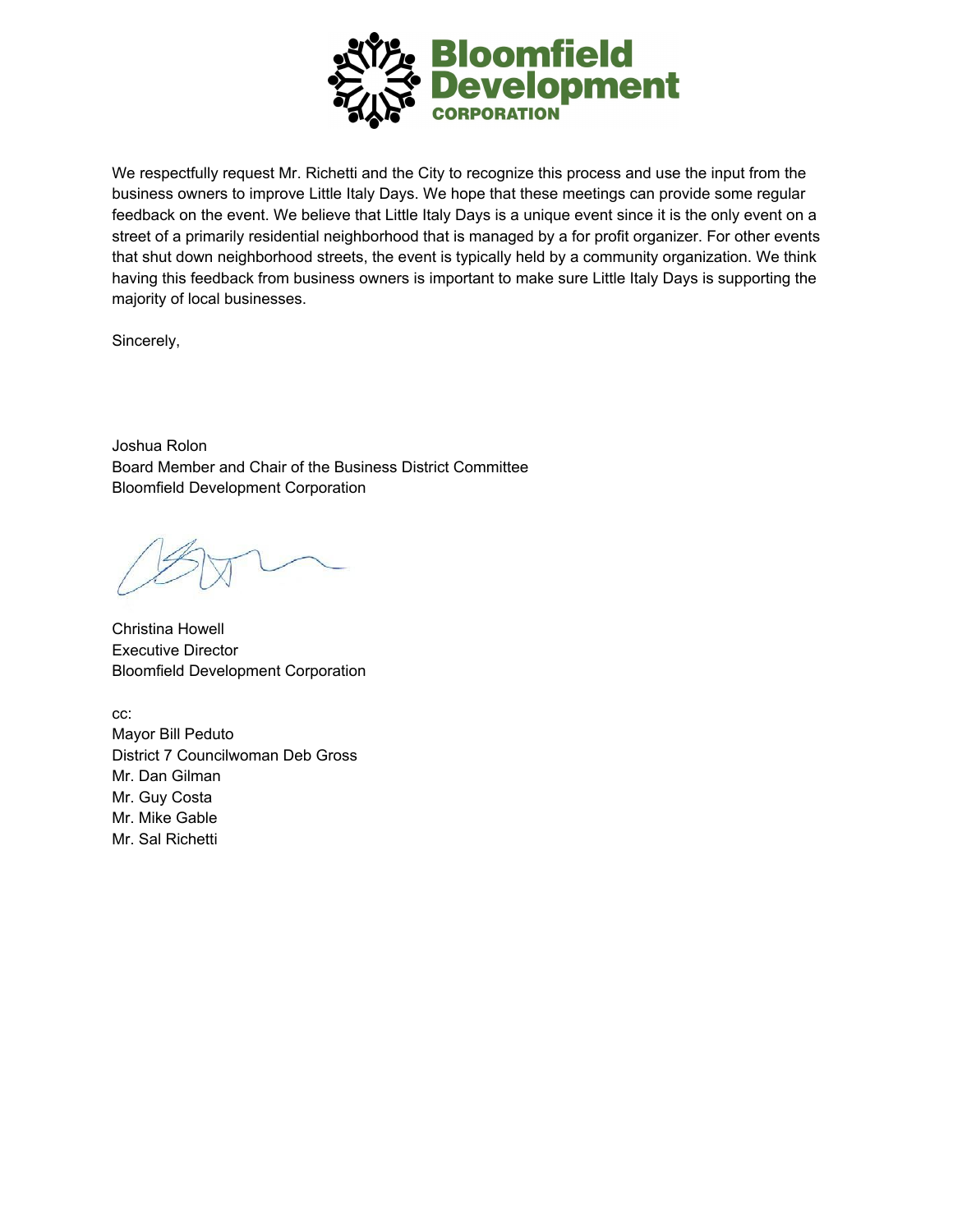We respectfully request Mr. Richetti and the City to recognize this process and use the input from the business owners to improve Little Italy Days. We hope that these meetings can provide some regular feedback on the event. We believe that Little Italy Days is a unique event since it is the only event on a street of a primarily residential neighborhood that is managed by a for profit organizer. For other events that shut down neighborhood streets, the event is typically held by a community organization. We think having this feedback from business owners is important to make sure Little Italy Days is supporting the majority of local businesses.

Sincerely,

Joshua Rolon
Board Member and Chair of the Business District Committee
Bloomfield Development Corporation

Christina Howell
Executive Director
Bloomfield Development Corporation

cc:
Mayor Bill Peduto
District 7 Councilwoman Deb Gross
Mr. Dan Gilman
Mr. Guy Costa
Mr. Mike Gable
Mr. Sal Richetti